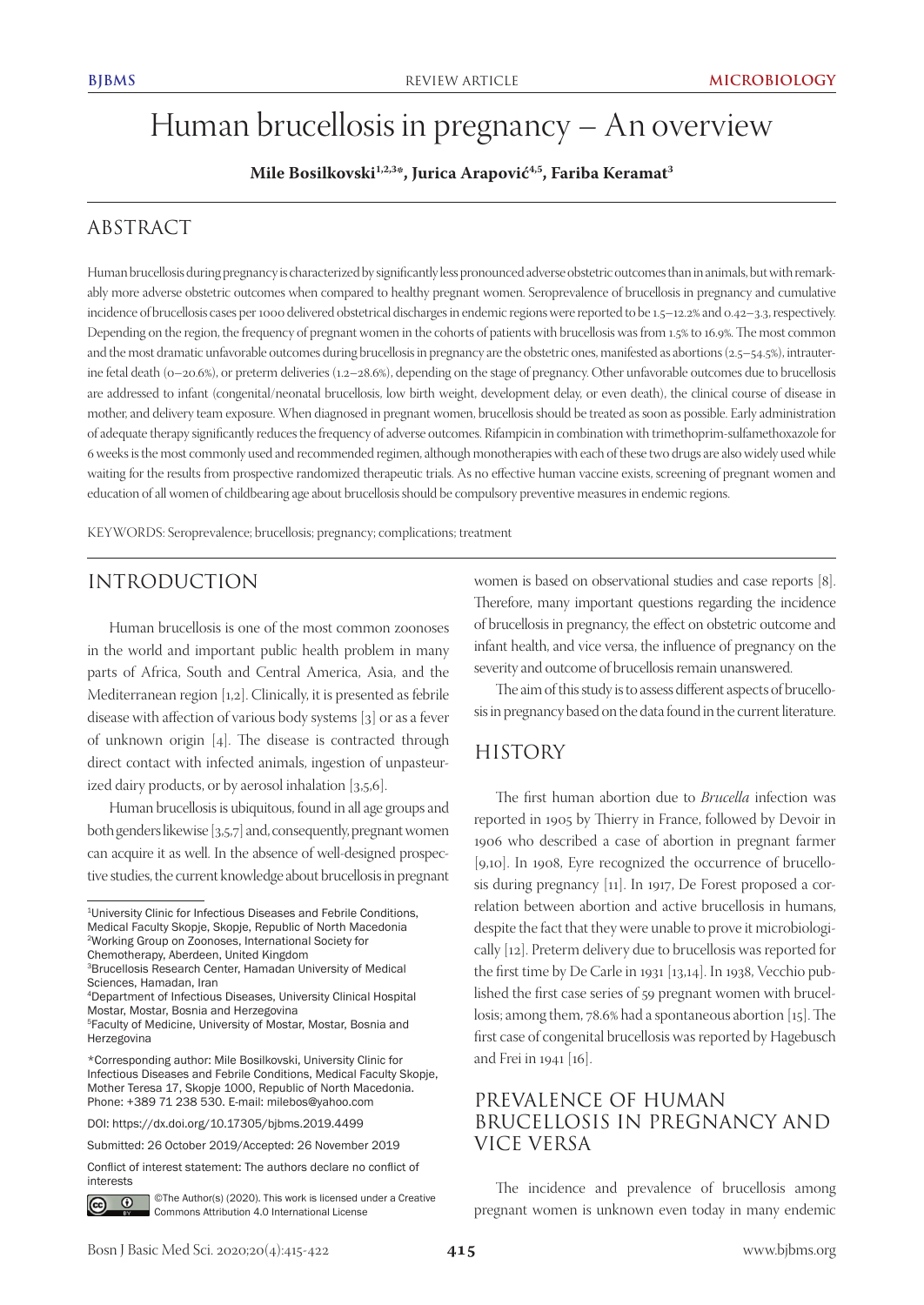# Human brucellosis in pregnancy – An overview

**Mile Bosilkovski[1,2,3*], Jurica Arapović[4,5], Fariba Keramat[3]**

## ABSTRACT

Human brucellosis during pregnancy is characterized by significantly less pronounced adverse obstetric outcomes than in animals, but with remarkably more adverse obstetric outcomes when compared to healthy pregnant women. Seroprevalence of brucellosis in pregnancy and cumulative incidence of brucellosis cases per 1000 delivered obstetrical discharges in endemic regions were reported to be 1.5–12.2% and 0.42–3.3, respectively. Depending on the region, the frequency of pregnant women in the cohorts of patients with brucellosis was from 1.5% to 16.9%. The most common and the most dramatic unfavorable outcomes during brucellosis in pregnancy are the obstetric ones, manifested as abortions (2.5–54.5%), intrauterine fetal death (0–20.6%), or preterm deliveries (1.2–28.6%), depending on the stage of pregnancy. Other unfavorable outcomes due to brucellosis are addressed to infant (congenital/neonatal brucellosis, low birth weight, development delay, or even death), the clinical course of disease in mother, and delivery team exposure. When diagnosed in pregnant women, brucellosis should be treated as soon as possible. Early administration of adequate therapy significantly reduces the frequency of adverse outcomes. Rifampicin in combination with trimethoprim-sulfamethoxazole for 6 weeks is the most commonly used and recommended regimen, although monotherapies with each of these two drugs are also widely used while waiting for the results from prospective randomized therapeutic trials. As no effective human vaccine exists, screening of pregnant women and education of all women of childbearing age about brucellosis should be compulsory preventive measures in endemic regions.

KEYWORDS: Seroprevalence; brucellosis; pregnancy; complications; treatment

## INTRODUCTION

Human brucellosis is one of the most common zoonoses in the world and important public health problem in many parts of Africa, South and Central America, Asia, and the Mediterranean region [1,2]. Clinically, it is presented as febrile disease with affection of various body systems [3] or as a fever of unknown origin [4]. The disease is contracted through direct contact with infected animals, ingestion of unpasteurized dairy products, or by aerosol inhalation [3,5,6].

Human brucellosis is ubiquitous, found in all age groups and both genders likewise [3,5,7] and, consequently, pregnant women can acquire it as well. In the absence of well-designed prospective studies, the current knowledge about brucellosis in pregnant women is based on observational studies and case reports [8]. Therefore, many important questions regarding the incidence of brucellosis in pregnancy, the effect on obstetric outcome and infant health, and vice versa, the influence of pregnancy on the severity and outcome of brucellosis remain unanswered.

The aim of this study is to assess different aspects of brucellosis in pregnancy based on the data found in the current literature.

## HISTORY

The first human abortion due to *Brucella* infection was reported in 1905 by Thierry in France, followed by Devoir in 1906 who described a case of abortion in pregnant farmer [9,10]. In 1908, Eyre recognized the occurrence of brucellosis during pregnancy [11]. In 1917, De Forest proposed a correlation between abortion and active brucellosis in humans, despite the fact that they were unable to prove it microbiologically [12]. Preterm delivery due to brucellosis was reported for the first time by De Carle in 1931 [13,14]. In 1938, Vecchio published the first case series of 59 pregnant women with brucellosis; among them, 78.6% had a spontaneous abortion [15]. The first case of congenital brucellosis was reported by Hagebusch and Frei in 1941 [16].

## PREVALENCE OF HUMAN BRUCELLOSIS IN PREGNANCY AND VICE VERSA

The incidence and prevalence of brucellosis among pregnant women is unknown even today in many endemic

---

[1]University Clinic for Infectious Diseases and Febrile Conditions, Medical Faculty Skopje, Skopje, Republic of North Macedonia
[2]Working Group on Zoonoses, International Society for Chemotherapy, Aberdeen, United Kingdom
[3]Brucellosis Research Center, Hamadan University of Medical Sciences, Hamadan, Iran
[4]Department of Infectious Diseases, University Clinical Hospital Mostar, Mostar, Bosnia and Herzegovina
[5]Faculty of Medicine, University of Mostar, Mostar, Bosnia and Herzegovina

*Corresponding author: Mile Bosilkovski, University Clinic for Infectious Diseases and Febrile Conditions, Medical Faculty Skopje, Mother Teresa 17, Skopje 1000, Republic of North Macedonia. Phone: +389 71 238 530. E-mail: milebos@yahoo.com

DOI: https://dx.doi.org/10.17305/bjbms.2019.4499

Submitted: 26 October 2019/Accepted: 26 November 2019

Conflict of interest statement: The authors declare no conflict of interests

©The Author(s) (2020). This work is licensed under a Creative Commons Attribution 4.0 International License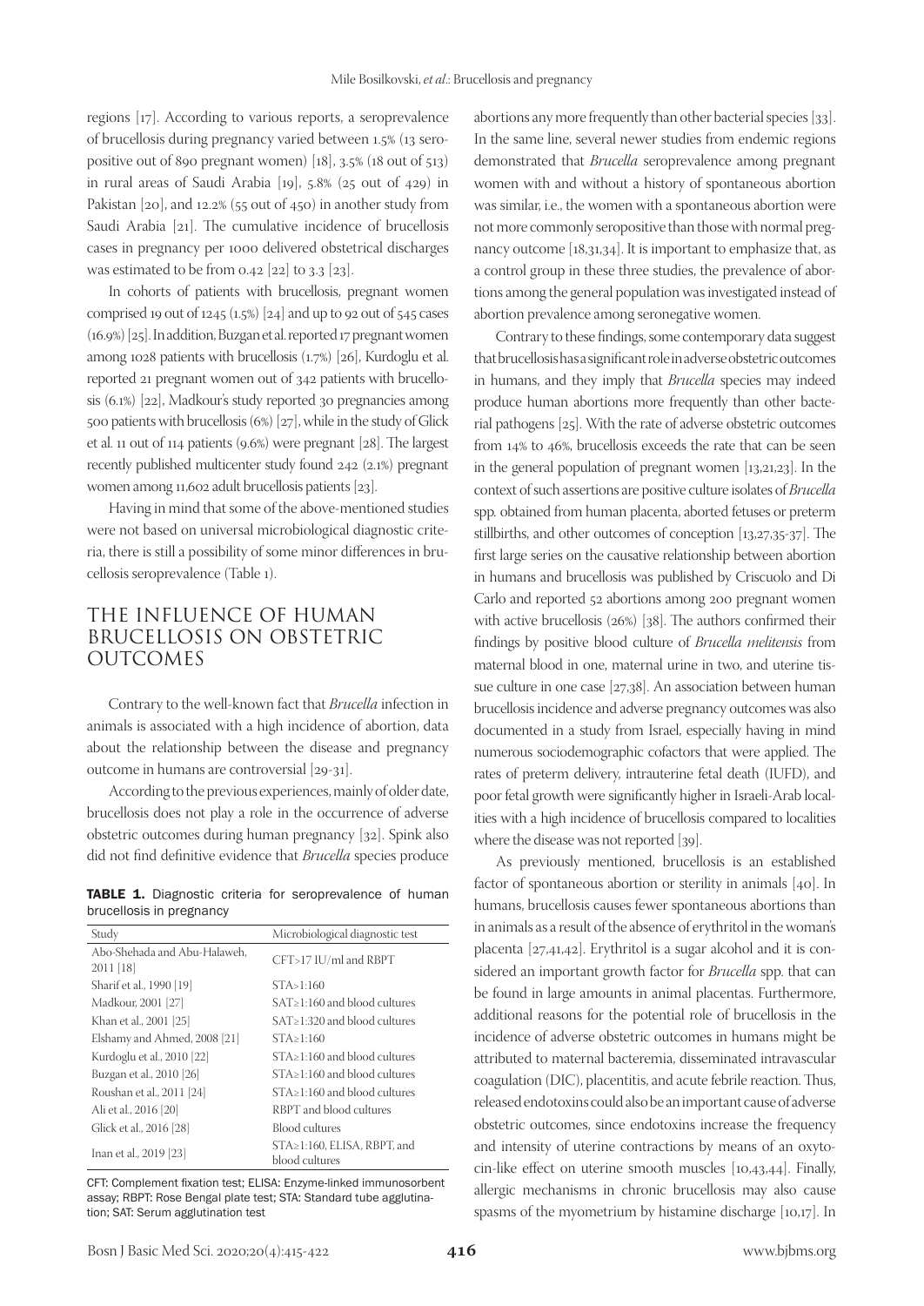regions [17]. According to various reports, a seroprevalence of brucellosis during pregnancy varied between 1.5% (13 seropositive out of 890 pregnant women) [18], 3.5% (18 out of 513) in rural areas of Saudi Arabia [19], 5.8% (25 out of 429) in Pakistan [20], and 12.2% (55 out of 450) in another study from Saudi Arabia [21]. The cumulative incidence of brucellosis cases in pregnancy per 1000 delivered obstetrical discharges was estimated to be from 0.42 [22] to 3.3 [23].

In cohorts of patients with brucellosis, pregnant women comprised 19 out of 1245 (1.5%) [24] and up to 92 out of 545 cases (16.9%) [25]. In addition, Buzgan et al. reported 17 pregnant women among 1028 patients with brucellosis (1.7%) [26], Kurdoglu et al. reported 21 pregnant women out of 342 patients with brucellosis (6.1%) [22], Madkour's study reported 30 pregnancies among 500 patients with brucellosis (6%) [27], while in the study of Glick et al. 11 out of 114 patients (9.6%) were pregnant [28]. The largest recently published multicenter study found 242 (2.1%) pregnant women among 11,602 adult brucellosis patients [23].

Having in mind that some of the above-mentioned studies were not based on universal microbiological diagnostic criteria, there is still a possibility of some minor differences in brucellosis seroprevalence (Table 1).

**TABLE 1.** Diagnostic criteria for seroprevalence of human brucellosis in pregnancy

| Study | Microbiological diagnostic test |
|---|---|
| Abo-Shehada and Abu-Halaweh, 2011 [18] | CFT>17 IU/ml and RBPT |
| Sharif et al., 1990 [19] | STA>1:160 |
| Madkour, 2001 [27] | SAT≥1:160 and blood cultures |
| Khan et al., 2001 [25] | SAT≥1:320 and blood cultures |
| Elshamy and Ahmed, 2008 [21] | STA≥1:160 |
| Kurdoglu et al., 2010 [22] | STA≥1:160 and blood cultures |
| Buzgan et al., 2010 [26] | STA≥1:160 and blood cultures |
| Roushan et al., 2011 [24] | STA≥1:160 and blood cultures |
| Ali et al., 2016 [20] | RBPT and blood cultures |
| Glick et al., 2016 [28] | Blood cultures |
| Inan et al., 2019 [23] | STA≥1:160, ELISA, RBPT, and blood cultures |

CFT: Complement fixation test; ELISA: Enzyme-linked immunosorbent assay; RBPT: Rose Bengal plate test; STA: Standard tube agglutination; SAT: Serum agglutination test

## THE INFLUENCE OF HUMAN BRUCELLOSIS ON OBSTETRIC OUTCOMES

Contrary to the well-known fact that *Brucella* infection in animals is associated with a high incidence of abortion, data about the relationship between the disease and pregnancy outcome in humans are controversial [29-31].

According to the previous experiences, mainly of older date, brucellosis does not play a role in the occurrence of adverse obstetric outcomes during human pregnancy [32]. Spink also did not find definitive evidence that *Brucella* species produce abortions any more frequently than other bacterial species [33]. In the same line, several newer studies from endemic regions demonstrated that *Brucella* seroprevalence among pregnant women with and without a history of spontaneous abortion was similar, i.e., the women with a spontaneous abortion were not more commonly seropositive than those with normal pregnancy outcome [18,31,34]. It is important to emphasize that, as a control group in these three studies, the prevalence of abortions among the general population was investigated instead of abortion prevalence among seronegative women.

Contrary to these findings, some contemporary data suggest that brucellosis has a significant role in adverse obstetric outcomes in humans, and they imply that *Brucella* species may indeed produce human abortions more frequently than other bacterial pathogens [25]. With the rate of adverse obstetric outcomes from 14% to 46%, brucellosis exceeds the rate that can be seen in the general population of pregnant women [13,21,23]. In the context of such assertions are positive culture isolates of *Brucella* spp. obtained from human placenta, aborted fetuses or preterm stillbirths, and other outcomes of conception [13,27,35-37]. The first large series on the causative relationship between abortion in humans and brucellosis was published by Criscuolo and Di Carlo and reported 52 abortions among 200 pregnant women with active brucellosis (26%) [38]. The authors confirmed their findings by positive blood culture of *Brucella melitensis* from maternal blood in one, maternal urine in two, and uterine tissue culture in one case [27,38]. An association between human brucellosis incidence and adverse pregnancy outcomes was also documented in a study from Israel, especially having in mind numerous sociodemographic cofactors that were applied. The rates of preterm delivery, intrauterine fetal death (IUFD), and poor fetal growth were significantly higher in Israeli-Arab localities with a high incidence of brucellosis compared to localities where the disease was not reported [39].

As previously mentioned, brucellosis is an established factor of spontaneous abortion or sterility in animals [40]. In humans, brucellosis causes fewer spontaneous abortions than in animals as a result of the absence of erythritol in the woman's placenta [27,41,42]. Erythritol is a sugar alcohol and it is considered an important growth factor for *Brucella* spp. that can be found in large amounts in animal placentas. Furthermore, additional reasons for the potential role of brucellosis in the incidence of adverse obstetric outcomes in humans might be attributed to maternal bacteremia, disseminated intravascular coagulation (DIC), placentitis, and acute febrile reaction. Thus, released endotoxins could also be an important cause of adverse obstetric outcomes, since endotoxins increase the frequency and intensity of uterine contractions by means of an oxytocin-like effect on uterine smooth muscles [10,43,44]. Finally, allergic mechanisms in chronic brucellosis may also cause spasms of the myometrium by histamine discharge [10,17]. In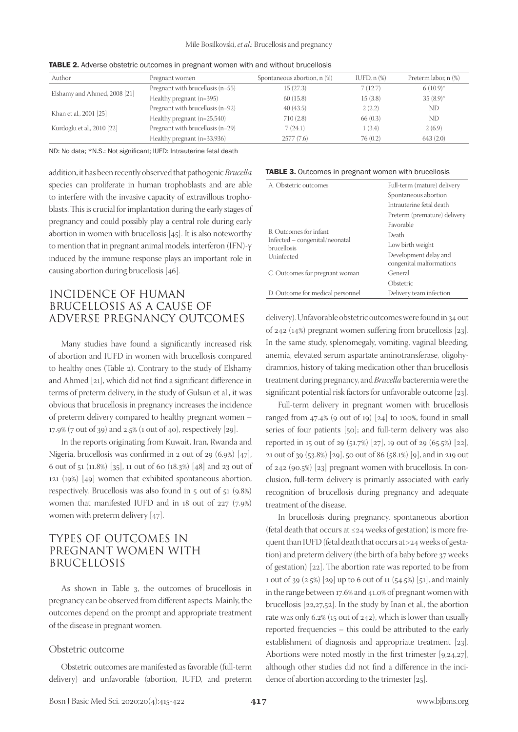**TABLE 2.** Adverse obstetric outcomes in pregnant women with and without brucellosis

| Author | Pregnant women | Spontaneous abortion, n (%) | IUFD, n (%) | Preterm labor, n (%) |
|---|---|---|---|---|
| Elshamy and Ahmed, 2008 [21] | Pregnant with brucellosis (n=55) | 15 (27.3) | 7 (12.7) | 6 (10.9)* |
| | Healthy pregnant (n=395) | 60 (15.8) | 15 (3.8) | 35 (8.9)* |
| Khan et al., 2001 [25] | Pregnant with brucellosis (n=92) | 40 (43.5) | 2 (2.2) | ND |
| | Healthy pregnant (n=25,540) | 710 (2.8) | 66 (0.3) | ND |
| Kurdoglu et al., 2010 [22] | Pregnant with brucellosis (n=29) | 7 (24.1) | 1 (3.4) | 2 (6.9) |
| | Healthy pregnant (n=33,936) | 2577 (7.6) | 76 (0.2) | 643 (2.0) |

ND: No data; *N.S.: Not significant; IUFD: Intrauterine fetal death

addition, it has been recently observed that pathogenic *Brucella* species can proliferate in human trophoblasts and are able to interfere with the invasive capacity of extravillous trophoblasts. This is crucial for implantation during the early stages of pregnancy and could possibly play a central role during early abortion in women with brucellosis [45]. It is also noteworthy to mention that in pregnant animal models, interferon (IFN)-γ induced by the immune response plays an important role in causing abortion during brucellosis [46].

## INCIDENCE OF HUMAN BRUCELLOSIS AS A CAUSE OF ADVERSE PREGNANCY OUTCOMES

Many studies have found a significantly increased risk of abortion and IUFD in women with brucellosis compared to healthy ones (Table 2). Contrary to the study of Elshamy and Ahmed [21], which did not find a significant difference in terms of preterm delivery, in the study of Gulsun et al., it was obvious that brucellosis in pregnancy increases the incidence of preterm delivery compared to healthy pregnant women – 17.9% (7 out of 39) and 2.5% (1 out of 40), respectively [29].

In the reports originating from Kuwait, Iran, Rwanda and Nigeria, brucellosis was confirmed in 2 out of 29 (6.9%) [47], 6 out of 51 (11.8%) [35], 11 out of 60 (18.3%) [48] and 23 out of 121 (19%) [49] women that exhibited spontaneous abortion, respectively. Brucellosis was also found in 5 out of 51 (9.8%) women that manifested IUFD and in 18 out of 227 (7.9%) women with preterm delivery [47].

## TYPES OF OUTCOMES IN PREGNANT WOMEN WITH BRUCELLOSIS

As shown in Table 3, the outcomes of brucellosis in pregnancy can be observed from different aspects. Mainly, the outcomes depend on the prompt and appropriate treatment of the disease in pregnant women.

### Obstetric outcome

Obstetric outcomes are manifested as favorable (full-term delivery) and unfavorable (abortion, IUFD, and preterm delivery). Unfavorable obstetric outcomes were found in 34 out of 242 (14%) pregnant women suffering from brucellosis [23]. In the same study, splenomegaly, vomiting, vaginal bleeding, anemia, elevated serum aspartate aminotransferase, oligohydramnios, history of taking medication other than brucellosis treatment during pregnancy, and *Brucella* bacteremia were the significant potential risk factors for unfavorable outcome [23].

**TABLE 3.** Outcomes in pregnant women with brucellosis

| | |
|---|---|
| A. Obstetric outcomes | Full-term (mature) delivery |
| | Spontaneous abortion |
| | Intrauterine fetal death |
| | Preterm (premature) delivery |
| B. Outcomes for infant | Favorable |
| Infected – congenital/neonatal brucellosis | Death |
| | Low birth weight |
| Uninfected | Development delay and congenital malformations |
| C. Outcomes for pregnant woman | General |
| | Obstetric |
| D. Outcome for medical personnel | Delivery team infection |

Full-term delivery in pregnant women with brucellosis ranged from 47.4% (9 out of 19) [24] to 100%, found in small series of four patients [50]; and full-term delivery was also reported in 15 out of 29 (51.7%) [27], 19 out of 29 (65.5%) [22], 21 out of 39 (53.8%) [29], 50 out of 86 (58.1%) [9], and in 219 out of 242 (90.5%) [23] pregnant women with brucellosis. In conclusion, full-term delivery is primarily associated with early recognition of brucellosis during pregnancy and adequate treatment of the disease.

In brucellosis during pregnancy, spontaneous abortion (fetal death that occurs at ≤24 weeks of gestation) is more frequent than IUFD (fetal death that occurs at >24 weeks of gestation) and preterm delivery (the birth of a baby before 37 weeks of gestation) [22]. The abortion rate was reported to be from 1 out of 39 (2.5%) [29] up to 6 out of 11 (54.5%) [51], and mainly in the range between 17.6% and 41.0% of pregnant women with brucellosis [22,27,52]. In the study by Inan et al., the abortion rate was only 6.2% (15 out of 242), which is lower than usually reported frequencies – this could be attributed to the early establishment of diagnosis and appropriate treatment [23]. Abortions were noted mostly in the first trimester [9,24,27], although other studies did not find a difference in the incidence of abortion according to the trimester [25].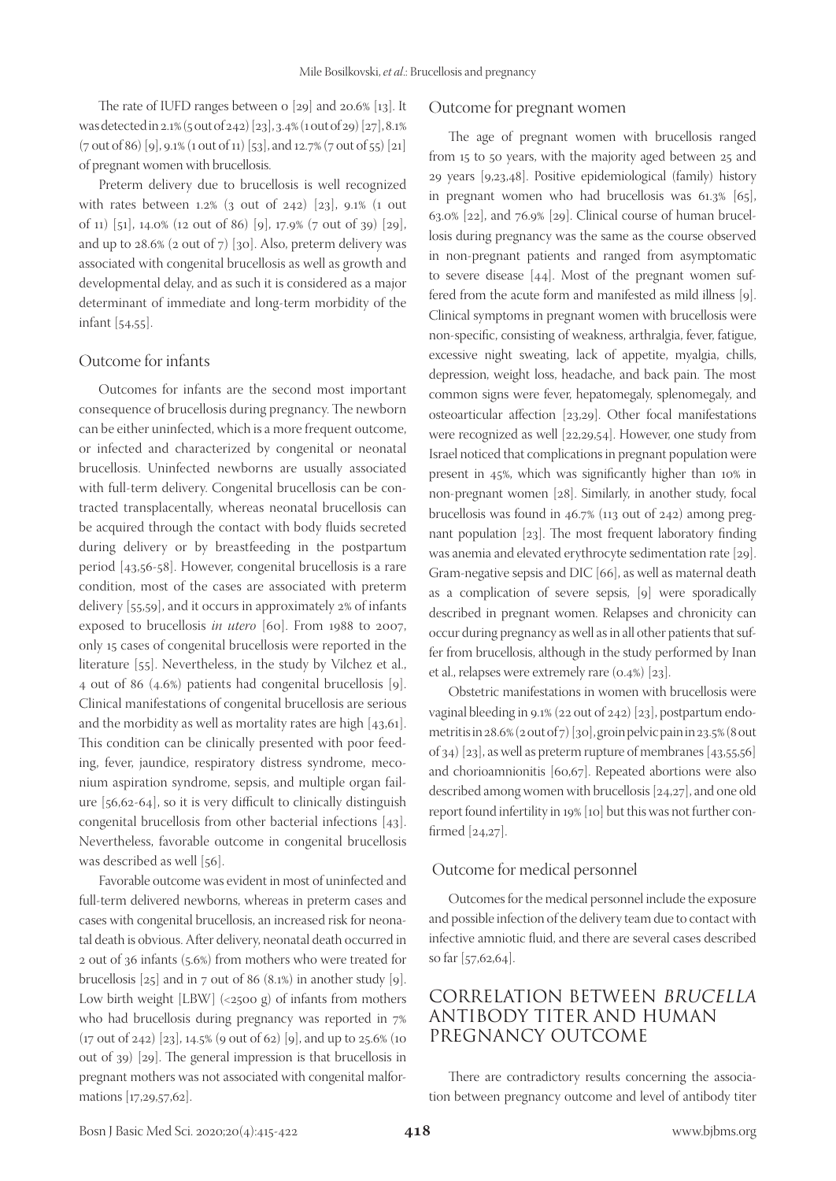The rate of IUFD ranges between 0 [29] and 20.6% [13]. It was detected in 2.1% (5 out of 242) [23], 3.4% (1 out of 29) [27], 8.1% (7 out of 86) [9], 9.1% (1 out of 11) [53], and 12.7% (7 out of 55) [21] of pregnant women with brucellosis.

Preterm delivery due to brucellosis is well recognized with rates between 1.2% (3 out of 242) [23], 9.1% (1 out of 11) [51], 14.0% (12 out of 86) [9], 17.9% (7 out of 39) [29], and up to 28.6% (2 out of 7) [30]. Also, preterm delivery was associated with congenital brucellosis as well as growth and developmental delay, and as such it is considered as a major determinant of immediate and long-term morbidity of the infant [54,55].

### Outcome for infants

Outcomes for infants are the second most important consequence of brucellosis during pregnancy. The newborn can be either uninfected, which is a more frequent outcome, or infected and characterized by congenital or neonatal brucellosis. Uninfected newborns are usually associated with full-term delivery. Congenital brucellosis can be contracted transplacentally, whereas neonatal brucellosis can be acquired through the contact with body fluids secreted during delivery or by breastfeeding in the postpartum period [43,56-58]. However, congenital brucellosis is a rare condition, most of the cases are associated with preterm delivery [55,59], and it occurs in approximately 2% of infants exposed to brucellosis *in utero* [60]. From 1988 to 2007, only 15 cases of congenital brucellosis were reported in the literature [55]. Nevertheless, in the study by Vilchez et al., 4 out of 86 (4.6%) patients had congenital brucellosis [9]. Clinical manifestations of congenital brucellosis are serious and the morbidity as well as mortality rates are high [43,61]. This condition can be clinically presented with poor feeding, fever, jaundice, respiratory distress syndrome, meconium aspiration syndrome, sepsis, and multiple organ failure [56,62-64], so it is very difficult to clinically distinguish congenital brucellosis from other bacterial infections [43]. Nevertheless, favorable outcome in congenital brucellosis was described as well [56].

Favorable outcome was evident in most of uninfected and full-term delivered newborns, whereas in preterm cases and cases with congenital brucellosis, an increased risk for neonatal death is obvious. After delivery, neonatal death occurred in 2 out of 36 infants (5.6%) from mothers who were treated for brucellosis [25] and in 7 out of 86 (8.1%) in another study [9]. Low birth weight [LBW] (<2500 g) of infants from mothers who had brucellosis during pregnancy was reported in 7% (17 out of 242) [23], 14.5% (9 out of 62) [9], and up to 25.6% (10 out of 39) [29]. The general impression is that brucellosis in pregnant mothers was not associated with congenital malformations [17,29,57,62].

### Outcome for pregnant women

The age of pregnant women with brucellosis ranged from 15 to 50 years, with the majority aged between 25 and 29 years [9,23,48]. Positive epidemiological (family) history in pregnant women who had brucellosis was 61.3% [65], 63.0% [22], and 76.9% [29]. Clinical course of human brucellosis during pregnancy was the same as the course observed in non-pregnant patients and ranged from asymptomatic to severe disease [44]. Most of the pregnant women suffered from the acute form and manifested as mild illness [9]. Clinical symptoms in pregnant women with brucellosis were non-specific, consisting of weakness, arthralgia, fever, fatigue, excessive night sweating, lack of appetite, myalgia, chills, depression, weight loss, headache, and back pain. The most common signs were fever, hepatomegaly, splenomegaly, and osteoarticular affection [23,29]. Other focal manifestations were recognized as well [22,29,54]. However, one study from Israel noticed that complications in pregnant population were present in 45%, which was significantly higher than 10% in non-pregnant women [28]. Similarly, in another study, focal brucellosis was found in 46.7% (113 out of 242) among pregnant population [23]. The most frequent laboratory finding was anemia and elevated erythrocyte sedimentation rate [29]. Gram-negative sepsis and DIC [66], as well as maternal death as a complication of severe sepsis, [9] were sporadically described in pregnant women. Relapses and chronicity can occur during pregnancy as well as in all other patients that suffer from brucellosis, although in the study performed by Inan et al., relapses were extremely rare (0.4%) [23].

Obstetric manifestations in women with brucellosis were vaginal bleeding in 9.1% (22 out of 242) [23], postpartum endometritis in 28.6% (2 out of 7) [30], groin pelvic pain in 23.5% (8 out of 34) [23], as well as preterm rupture of membranes [43,55,56] and chorioamnionitis [60,67]. Repeated abortions were also described among women with brucellosis [24,27], and one old report found infertility in 19% [10] but this was not further confirmed [24,27].

### Outcome for medical personnel

Outcomes for the medical personnel include the exposure and possible infection of the delivery team due to contact with infective amniotic fluid, and there are several cases described so far [57,62,64].

## CORRELATION BETWEEN *BRUCELLA* ANTIBODY TITER AND HUMAN PREGNANCY OUTCOME

There are contradictory results concerning the association between pregnancy outcome and level of antibody titer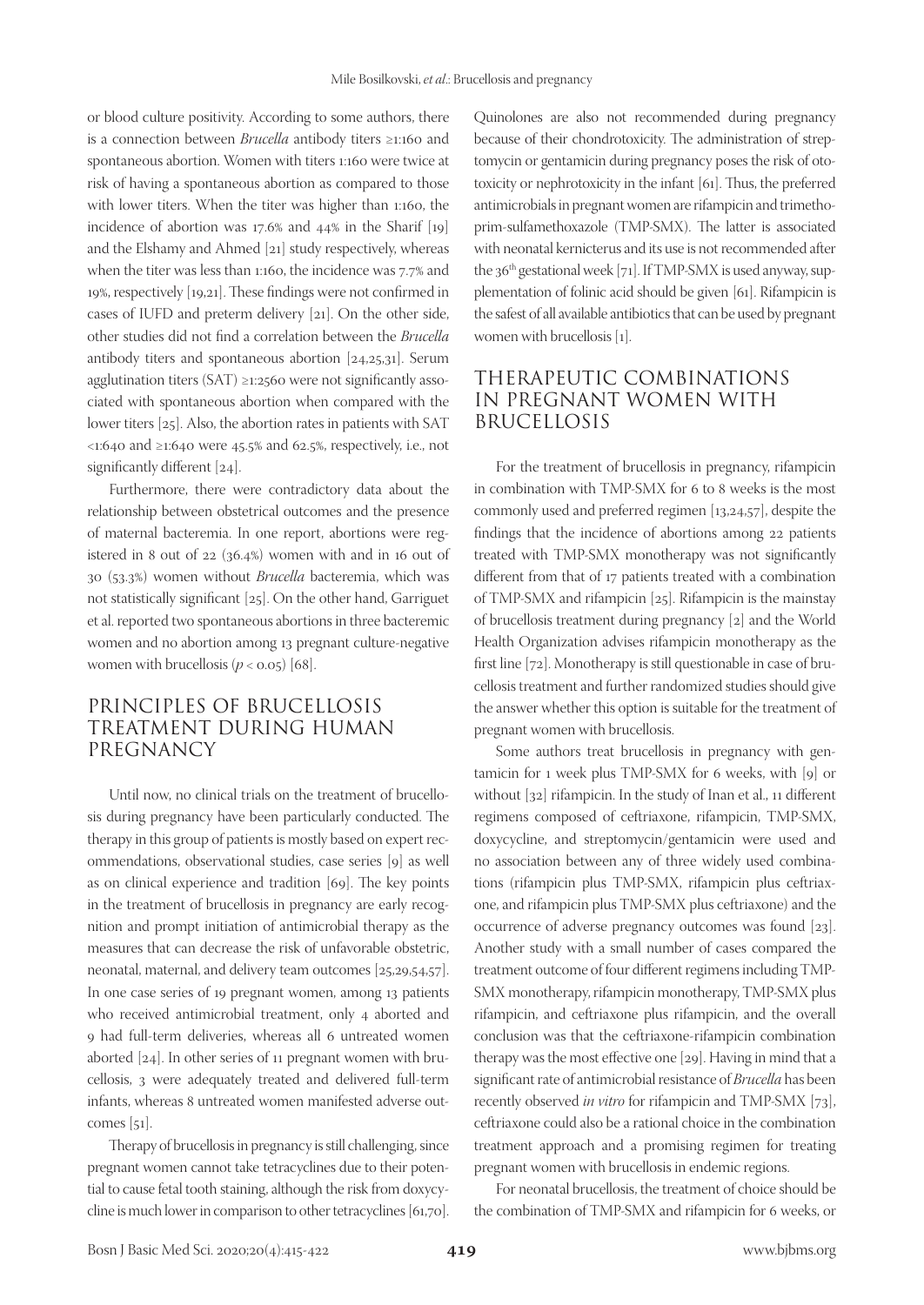or blood culture positivity. According to some authors, there is a connection between *Brucella* antibody titers ≥1:160 and spontaneous abortion. Women with titers 1:160 were twice at risk of having a spontaneous abortion as compared to those with lower titers. When the titer was higher than 1:160, the incidence of abortion was 17.6% and 44% in the Sharif [19] and the Elshamy and Ahmed [21] study respectively, whereas when the titer was less than 1:160, the incidence was 7.7% and 19%, respectively [19,21]. These findings were not confirmed in cases of IUFD and preterm delivery [21]. On the other side, other studies did not find a correlation between the *Brucella* antibody titers and spontaneous abortion [24,25,31]. Serum agglutination titers (SAT) ≥1:2560 were not significantly associated with spontaneous abortion when compared with the lower titers [25]. Also, the abortion rates in patients with SAT <1:640 and ≥1:640 were 45.5% and 62.5%, respectively, i.e., not significantly different [24].

Furthermore, there were contradictory data about the relationship between obstetrical outcomes and the presence of maternal bacteremia. In one report, abortions were registered in 8 out of 22 (36.4%) women with and in 16 out of 30 (53.3%) women without *Brucella* bacteremia, which was not statistically significant [25]. On the other hand, Garriguet et al. reported two spontaneous abortions in three bacteremic women and no abortion among 13 pregnant culture-negative women with brucellosis ($p < 0.05$) [68].

## PRINCIPLES OF BRUCELLOSIS TREATMENT DURING HUMAN PREGNANCY

Until now, no clinical trials on the treatment of brucellosis during pregnancy have been particularly conducted. The therapy in this group of patients is mostly based on expert recommendations, observational studies, case series [9] as well as on clinical experience and tradition [69]. The key points in the treatment of brucellosis in pregnancy are early recognition and prompt initiation of antimicrobial therapy as the measures that can decrease the risk of unfavorable obstetric, neonatal, maternal, and delivery team outcomes [25,29,54,57]. In one case series of 19 pregnant women, among 13 patients who received antimicrobial treatment, only 4 aborted and 9 had full-term deliveries, whereas all 6 untreated women aborted [24]. In other series of 11 pregnant women with brucellosis, 3 were adequately treated and delivered full-term infants, whereas 8 untreated women manifested adverse outcomes [51].

Therapy of brucellosis in pregnancy is still challenging, since pregnant women cannot take tetracyclines due to their potential to cause fetal tooth staining, although the risk from doxycycline is much lower in comparison to other tetracyclines [61,70]. Quinolones are also not recommended during pregnancy because of their chondrotoxicity. The administration of streptomycin or gentamicin during pregnancy poses the risk of ototoxicity or nephrotoxicity in the infant [61]. Thus, the preferred antimicrobials in pregnant women are rifampicin and trimethoprim-sulfamethoxazole (TMP-SMX). The latter is associated with neonatal kernicterus and its use is not recommended after the 36th gestational week [71]. If TMP-SMX is used anyway, supplementation of folinic acid should be given [61]. Rifampicin is the safest of all available antibiotics that can be used by pregnant women with brucellosis [1].

## THERAPEUTIC COMBINATIONS IN PREGNANT WOMEN WITH BRUCELLOSIS

For the treatment of brucellosis in pregnancy, rifampicin in combination with TMP-SMX for 6 to 8 weeks is the most commonly used and preferred regimen [13,24,57], despite the findings that the incidence of abortions among 22 patients treated with TMP-SMX monotherapy was not significantly different from that of 17 patients treated with a combination of TMP-SMX and rifampicin [25]. Rifampicin is the mainstay of brucellosis treatment during pregnancy [2] and the World Health Organization advises rifampicin monotherapy as the first line [72]. Monotherapy is still questionable in case of brucellosis treatment and further randomized studies should give the answer whether this option is suitable for the treatment of pregnant women with brucellosis.

Some authors treat brucellosis in pregnancy with gentamicin for 1 week plus TMP-SMX for 6 weeks, with [9] or without [32] rifampicin. In the study of Inan et al., 11 different regimens composed of ceftriaxone, rifampicin, TMP-SMX, doxycycline, and streptomycin/gentamicin were used and no association between any of three widely used combinations (rifampicin plus TMP-SMX, rifampicin plus ceftriaxone, and rifampicin plus TMP-SMX plus ceftriaxone) and the occurrence of adverse pregnancy outcomes was found [23]. Another study with a small number of cases compared the treatment outcome of four different regimens including TMP-SMX monotherapy, rifampicin monotherapy, TMP-SMX plus rifampicin, and ceftriaxone plus rifampicin, and the overall conclusion was that the ceftriaxone-rifampicin combination therapy was the most effective one [29]. Having in mind that a significant rate of antimicrobial resistance of *Brucella* has been recently observed *in vitro* for rifampicin and TMP-SMX [73], ceftriaxone could also be a rational choice in the combination treatment approach and a promising regimen for treating pregnant women with brucellosis in endemic regions.

For neonatal brucellosis, the treatment of choice should be the combination of TMP-SMX and rifampicin for 6 weeks, or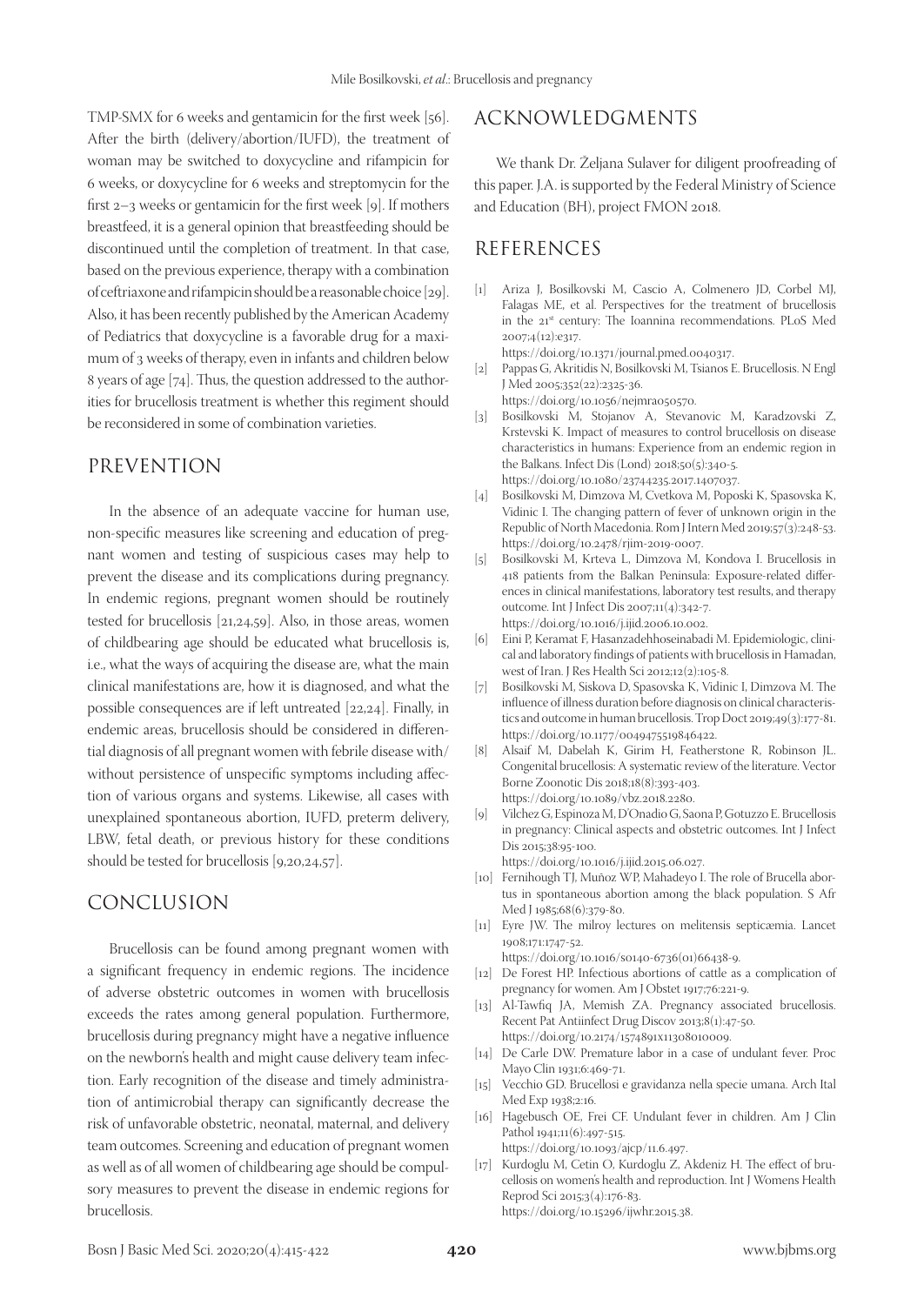TMP-SMX for 6 weeks and gentamicin for the first week [56]. After the birth (delivery/abortion/IUFD), the treatment of woman may be switched to doxycycline and rifampicin for 6 weeks, or doxycycline for 6 weeks and streptomycin for the first 2–3 weeks or gentamicin for the first week [9]. If mothers breastfeed, it is a general opinion that breastfeeding should be discontinued until the completion of treatment. In that case, based on the previous experience, therapy with a combination of ceftriaxone and rifampicin should be a reasonable choice [29]. Also, it has been recently published by the American Academy of Pediatrics that doxycycline is a favorable drug for a maximum of 3 weeks of therapy, even in infants and children below 8 years of age [74]. Thus, the question addressed to the authorities for brucellosis treatment is whether this regiment should be reconsidered in some of combination varieties.

## PREVENTION

In the absence of an adequate vaccine for human use, non-specific measures like screening and education of pregnant women and testing of suspicious cases may help to prevent the disease and its complications during pregnancy. In endemic regions, pregnant women should be routinely tested for brucellosis [21,24,59]. Also, in those areas, women of childbearing age should be educated what brucellosis is, i.e., what the ways of acquiring the disease are, what the main clinical manifestations are, how it is diagnosed, and what the possible consequences are if left untreated [22,24]. Finally, in endemic areas, brucellosis should be considered in differential diagnosis of all pregnant women with febrile disease with/without persistence of unspecific symptoms including affection of various organs and systems. Likewise, all cases with unexplained spontaneous abortion, IUFD, preterm delivery, LBW, fetal death, or previous history for these conditions should be tested for brucellosis [9,20,24,57].

## CONCLUSION

Brucellosis can be found among pregnant women with a significant frequency in endemic regions. The incidence of adverse obstetric outcomes in women with brucellosis exceeds the rates among general population. Furthermore, brucellosis during pregnancy might have a negative influence on the newborn's health and might cause delivery team infection. Early recognition of the disease and timely administration of antimicrobial therapy can significantly decrease the risk of unfavorable obstetric, neonatal, maternal, and delivery team outcomes. Screening and education of pregnant women as well as of all women of childbearing age should be compulsory measures to prevent the disease in endemic regions for brucellosis.

## ACKNOWLEDGMENTS

We thank Dr. Željana Sulaver for diligent proofreading of this paper. J.A. is supported by the Federal Ministry of Science and Education (BH), project FMON 2018.

## REFERENCES

[1] Ariza J, Bosilkovski M, Cascio A, Colmenero JD, Corbel MJ, Falagas ME, et al. Perspectives for the treatment of brucellosis in the 21st century: The Ioannina recommendations. PLoS Med 2007;4(12):e317. https://doi.org/10.1371/journal.pmed.0040317.

[2] Pappas G, Akritidis N, Bosilkovski M, Tsianos E. Brucellosis. N Engl J Med 2005;352(22):2325-36. https://doi.org/10.1056/nejmra050570.

[3] Bosilkovski M, Stojanov A, Stevanovic M, Karadzovski Z, Krstevski K. Impact of measures to control brucellosis on disease characteristics in humans: Experience from an endemic region in the Balkans. Infect Dis (Lond) 2018;50(5):340-5. https://doi.org/10.1080/23744235.2017.1407037.

[4] Bosilkovski M, Dimzova M, Cvetkova M, Poposki K, Spasovska K, Vidinic I. The changing pattern of fever of unknown origin in the Republic of North Macedonia. Rom J Intern Med 2019;57(3):248-53. https://doi.org/10.2478/rjim-2019-0007.

[5] Bosilkovski M, Krteva L, Dimzova M, Kondova I. Brucellosis in 418 patients from the Balkan Peninsula: Exposure-related differences in clinical manifestations, laboratory test results, and therapy outcome. Int J Infect Dis 2007;11(4):342-7. https://doi.org/10.1016/j.ijid.2006.10.002.

[6] Eini P, Keramat F, Hasanzadehhoseinabadi M. Epidemiologic, clinical and laboratory findings of patients with brucellosis in Hamadan, west of Iran. J Res Health Sci 2012;12(2):105-8.

[7] Bosilkovski M, Siskova D, Spasovska K, Vidinic I, Dimzova M. The influence of illness duration before diagnosis on clinical characteristics and outcome in human brucellosis. Trop Doct 2019;49(3):177-81. https://doi.org/10.1177/0049475519846422.

[8] Alsaif M, Dabelah K, Girim H, Featherstone R, Robinson JL. Congenital brucellosis: A systematic review of the literature. Vector Borne Zoonotic Dis 2018;18(8):393-403. https://doi.org/10.1089/vbz.2018.2280.

[9] Vilchez G, Espinoza M, D'Onadio G, Saona P, Gotuzzo E. Brucellosis in pregnancy: Clinical aspects and obstetric outcomes. Int J Infect Dis 2015;38:95-100. https://doi.org/10.1016/j.ijid.2015.06.027.

[10] Fernihough TJ, Muñoz WP, Mahadeyo I. The role of Brucella abortus in spontaneous abortion among the black population. S Afr Med J 1985;68(6):379-80.

[11] Eyre JW. The milroy lectures on melitensis septicæmia. Lancet 1908;171:1747-52. https://doi.org/10.1016/s0140-6736(01)66438-9.

[12] De Forest HP. Infectious abortions of cattle as a complication of pregnancy for women. Am J Obstet 1917;76:221-9.

[13] Al-Tawfiq JA, Memish ZA. Pregnancy associated brucellosis. Recent Pat Antiinfect Drug Discov 2013;8(1):47-50. https://doi.org/10.2174/1574891x11308010009.

[14] De Carle DW. Premature labor in a case of undulant fever. Proc Mayo Clin 1931;6:469-71.

[15] Vecchio GD. Brucellosi e gravidanza nella specie umana. Arch Ital Med Exp 1938;2:16.

[16] Hagebusch OE, Frei CF. Undulant fever in children. Am J Clin Pathol 1941;11(6):497-515. https://doi.org/10.1093/ajcp/11.6.497.

[17] Kurdoglu M, Cetin O, Kurdoglu Z, Akdeniz H. The effect of brucellosis on women's health and reproduction. Int J Womens Health Reprod Sci 2015;3(4):176-83. https://doi.org/10.15296/ijwhr.2015.38.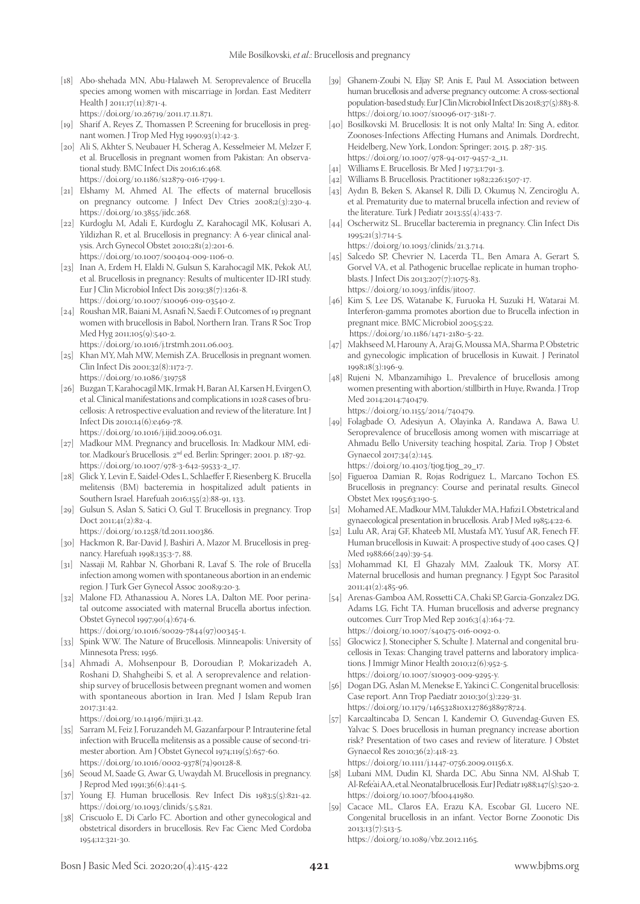[18] Abo-shehada MN, Abu-Halaweh M. Seroprevalence of Brucella species among women with miscarriage in Jordan. East Mediterr Health J 2011;17(11):871-4. https://doi.org/10.26719/2011.17.11.871.

[19] Sharif A, Reyes Z, Thomassen P. Screening for brucellosis in pregnant women. J Trop Med Hyg 1990;93(1):42-3.

[20] Ali S, Akhter S, Neubauer H, Scherag A, Kesselmeier M, Melzer F, et al. Brucellosis in pregnant women from Pakistan: An observational study. BMC Infect Dis 2016;16:468. https://doi.org/10.1186/s12879-016-1799-1.

[21] Elshamy M, Ahmed AI. The effects of maternal brucellosis on pregnancy outcome. J Infect Dev Ctries 2008;2(3):230-4. https://doi.org/10.3855/jidc.268.

[22] Kurdoglu M, Adali E, Kurdoglu Z, Karahocagil MK, Kolusari A, Yildizhan R, et al. Brucellosis in pregnancy: A 6-year clinical analysis. Arch Gynecol Obstet 2010;281(2):201-6. https://doi.org/10.1007/s00404-009-1106-0.

[23] Inan A, Erdem H, Elaldi N, Gulsun S, Karahocagil MK, Pekok AU, et al. Brucellosis in pregnancy: Results of multicenter ID-IRI study. Eur J Clin Microbiol Infect Dis 2019;38(7):1261-8. https://doi.org/10.1007/s10096-019-03540-z.

[24] Roushan MR, Baiani M, Asnafi N, Saedi F. Outcomes of 19 pregnant women with brucellosis in Babol, Northern Iran. Trans R Soc Trop Med Hyg 2011;105(9):540-2. https://doi.org/10.1016/j.trstmh.2011.06.003.

[25] Khan MY, Mah MW, Memish ZA. Brucellosis in pregnant women. Clin Infect Dis 2001;32(8):1172-7. https://doi.org/10.1086/319758

[26] Buzgan T, Karahocagil MK, Irmak H, Baran AI, Karsen H, Evirgen O, et al. Clinical manifestations and complications in 1028 cases of brucellosis: A retrospective evaluation and review of the literature. Int J Infect Dis 2010;14(6):e469-78. https://doi.org/10.1016/j.ijid.2009.06.031.

[27] Madkour MM. Pregnancy and brucellosis. In: Madkour MM, editor. Madkour's Brucellosis. 2[nd] ed. Berlin: Springer; 2001. p. 187-92. https://doi.org/10.1007/978-3-642-59533-2_17.

[28] Glick Y, Levin E, Saidel-Odes L, Schlaeffer F, Riesenberg K. Brucella melitensis (BM) bacteremia in hospitalized adult patients in Southern Israel. Harefuah 2016;155(2):88-91, 133.

[29] Gulsun S, Aslan S, Satici O, Gul T. Brucellosis in pregnancy. Trop Doct 2011;41(2):82-4. https://doi.org/10.1258/td.2011.100386.

[30] Hackmon R, Bar-David J, Bashiri A, Mazor M. Brucellosis in pregnancy. Harefuah 1998;135:3-7, 88.

[31] Nassaji M, Rahbar N, Ghorbani R, Lavaf S. The role of Brucella infection among women with spontaneous abortion in an endemic region. J Turk Ger Gynecol Assoc 2008;9:20-3.

[32] Malone FD, Athanassiou A, Nores LA, Dalton ME. Poor perinatal outcome associated with maternal Brucella abortus infection. Obstet Gynecol 1997;90(4):674-6. https://doi.org/10.1016/s0029-7844(97)00345-1.

[33] Spink WW. The Nature of Brucellosis. Minneapolis: University of Minnesota Press; 1956.

[34] Ahmadi A, Mohsenpour B, Doroudian P, Mokarizadeh A, Roshani D, Shahgheibi S, et al. A seroprevalence and relationship survey of brucellosis between pregnant women and women with spontaneous abortion in Iran. Med J Islam Repub Iran 2017;31:42. https://doi.org/10.14196/mjiri.31.42.

[35] Sarram M, Feiz J, Foruzandeh M, Gazanfarpour P. Intrauterine fetal infection with Brucella melitensis as a possible cause of second-trimester abortion. Am J Obstet Gynecol 1974;119(5):657-60. https://doi.org/10.1016/0002-9378(74)90128-8.

[36] Seoud M, Saade G, Awar G, Uwaydah M. Brucellosis in pregnancy. J Reprod Med 1991;36(6):441-5.

[37] Young EJ. Human brucellosis. Rev Infect Dis 1983;5(5):821-42. https://doi.org/10.1093/clinids/5.5.821.

[38] Criscuolo E, Di Carlo FC. Abortion and other gynecological and obstetrical disorders in brucellosis. Rev Fac Cienc Med Cordoba 1954;12:321-30.

[39] Ghanem-Zoubi N, Eljay SP, Anis E, Paul M. Association between human brucellosis and adverse pregnancy outcome: A cross-sectional population-based study. Eur J Clin Microbiol Infect Dis 2018;37(5):883-8. https://doi.org/10.1007/s10096-017-3181-7.

[40] Bosilkovski M. Brucellosis: It is not only Malta! In: Sing A, editor. Zoonoses-Infections Affecting Humans and Animals. Dordrecht, Heidelberg, New York, London: Springer; 2015. p. 287-315. https://doi.org/10.1007/978-94-017-9457-2_11.

[41] Williams E. Brucellosis. Br Med J 1973;1:791-3.

[42] Williams B. Brucellosis. Practitioner 1982;226:1507-17.

[43] Aydın B, Beken S, Akansel R, Dilli D, Okumuş N, Zenciroğlu A, et al. Prematurity due to maternal brucella infection and review of the literature. Turk J Pediatr 2013;55(4):433-7.

[44] Oscherwitz SL. Brucellar bacteremia in pregnancy. Clin Infect Dis 1995;21(3):714-5. https://doi.org/10.1093/clinids/21.3.714.

[45] Salcedo SP, Chevrier N, Lacerda TL, Ben Amara A, Gerart S, Gorvel VA, et al. Pathogenic brucellae replicate in human trophoblasts. J Infect Dis 2013;207(7):1075-83. https://doi.org/10.1093/infdis/jit007.

[46] Kim S, Lee DS, Watanabe K, Furuoka H, Suzuki H, Watarai M. Interferon-gamma promotes abortion due to Brucella infection in pregnant mice. BMC Microbiol 2005;5:22. https://doi.org/10.1186/1471-2180-5-22.

[47] Makhseed M, Harouny A, Araj G, Moussa MA, Sharma P. Obstetric and gynecologic implication of brucellosis in Kuwait. J Perinatol 1998;18(3):196-9.

[48] Rujeni N, Mbanzamihigo L. Prevalence of brucellosis among women presenting with abortion/stillbirth in Huye, Rwanda. J Trop Med 2014;2014:740479. https://doi.org/10.1155/2014/740479.

[49] Folagbade O, Adesiyun A, Olayinka A, Randawa A, Bawa U. Seroprevalence of brucellosis among women with miscarriage at Ahmadu Bello University teaching hospital, Zaria. Trop J Obstet Gynaecol 2017;34(2):145. https://doi.org/10.4103/tjog.tjog_29_17.

[50] Figueroa Damian R, Rojas Rodriguez L, Marcano Tochon ES. Brucellosis in pregnancy: Course and perinatal results. Ginecol Obstet Mex 1995;63:190-5.

[51] Mohamed AE, Madkour MM, Talukder MA, Hafizi I. Obstetrical and gynaecological presentation in brucellosis. Arab J Med 1985;4:22-6.

[52] Lulu AR, Araj GF, Khateeb MI, Mustafa MY, Yusuf AR, Fenech FF. Human brucellosis in Kuwait: A prospective study of 400 cases. Q J Med 1988;66(249):39-54.

[53] Mohammad KI, El Ghazaly MM, Zaalouk TK, Morsy AT. Maternal brucellosis and human pregnancy. J Egypt Soc Parasitol 2011;41(2):485-96.

[54] Arenas-Gamboa AM, Rossetti CA, Chaki SP, Garcia-Gonzalez DG, Adams LG, Ficht TA. Human brucellosis and adverse pregnancy outcomes. Curr Trop Med Rep 2016;3(4):164-72. https://doi.org/10.1007/s40475-016-0092-0.

[55] Glocwicz J, Stonecipher S, Schulte J. Maternal and congenital brucellosis in Texas: Changing travel patterns and laboratory implications. J Immigr Minor Health 2010;12(6):952-5. https://doi.org/10.1007/s10903-009-9295-y.

[56] Dogan DG, Aslan M, Menekse E, Yakinci C. Congenital brucellosis: Case report. Ann Trop Paediatr 2010;30(3):229-31. https://doi.org/10.1179/146532810x12786388978724.

[57] Karcaaltincaba D, Sencan I, Kandemir O, Guvendag-Guven ES, Yalvac S. Does brucellosis in human pregnancy increase abortion risk? Presentation of two cases and review of literature. J Obstet Gynaecol Res 2010;36(2):418-23. https://doi.org/10.1111/j.1447-0756.2009.01156.x.

[58] Lubani MM, Dudin KI, Sharda DC, Abu Sinna NM, Al-Shab T, Al-Refe'ai AA, et al. Neonatal brucellosis. Eur J Pediatr 1988;147(5):520-2. https://doi.org/10.1007/bf00441980.

[59] Cacace ML, Claros EA, Erazu KA, Escobar GI, Lucero NE. Congenital brucellosis in an infant. Vector Borne Zoonotic Dis 2013;13(7):513-5. https://doi.org/10.1089/vbz.2012.1165.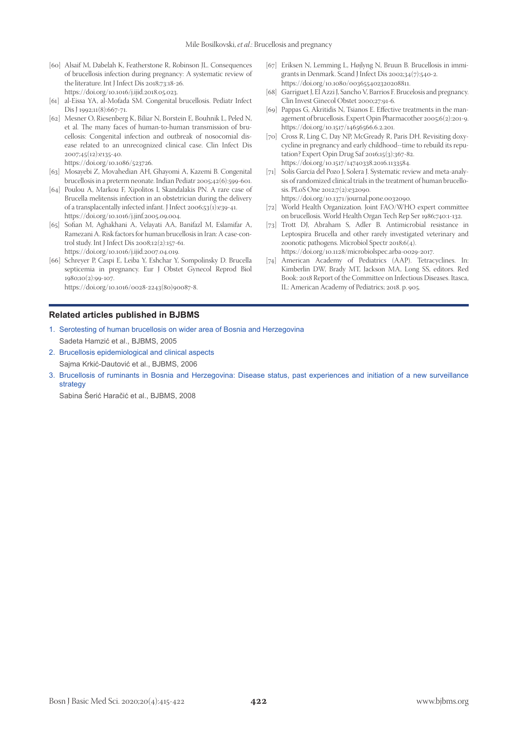[60] Alsaif M, Dabelah K, Featherstone R, Robinson JL. Consequences of brucellosis infection during pregnancy: A systematic review of the literature. Int J Infect Dis 2018;73:18-26. https://doi.org/10.1016/j.ijid.2018.05.023.

[61] al-Eissa YA, al-Mofada SM. Congenital brucellosis. Pediatr Infect Dis J 1992;11(8):667-71.

[62] Mesner O, Riesenberg K, Biliar N, Borstein E, Bouhnik L, Peled N, et al. The many faces of human-to-human transmission of brucellosis: Congenital infection and outbreak of nosocomial disease related to an unrecognized clinical case. Clin Infect Dis 2007;45(12):e135-40. https://doi.org/10.1086/523726.

[63] Mosayebi Z, Movahedian AH, Ghayomi A, Kazemi B. Congenital brucellosis in a preterm neonate. Indian Pediatr 2005;42(6):599-601.

[64] Poulou A, Markou F, Xipolitos I, Skandalakis PN. A rare case of Brucella melitensis infection in an obstetrician during the delivery of a transplacentally infected infant. J Infect 2006;53(1):e39-41. https://doi.org/10.1016/j.jinf.2005.09.004.

[65] Sofian M, Aghakhani A, Velayati AA, Banifazl M, Eslamifar A, Ramezani A. Risk factors for human brucellosis in Iran: A case-control study. Int J Infect Dis 2008;12(2):157-61. https://doi.org/10.1016/j.ijid.2007.04.019.

[66] Schreyer P, Caspi E, Leiba Y, Eshchar Y, Sompolinsky D. Brucella septicemia in pregnancy. Eur J Obstet Gynecol Reprod Biol 1980;10(2):99-107. https://doi.org/10.1016/0028-2243(80)90087-8.

[67] Eriksen N, Lemming L, Højlyng N, Bruun B. Brucellosis in immigrants in Denmark. Scand J Infect Dis 2002;34(7):540-2. https://doi.org/10.1080/003655402320208811.

[68] Garriguet J, El Azzi J, Sancho V, Barrios F. Brucelosis and pregnancy. Clin Invest Ginecol Obstet 2000;27:91-6.

[69] Pappas G, Akritidis N, Tsianos E. Effective treatments in the management of brucellosis. Expert Opin Pharmacother 2005;6(2):201-9. https://doi.org/10.1517/14656566.6.2.201.

[70] Cross R, Ling C, Day NP, McGready R, Paris DH. Revisiting doxycycline in pregnancy and early childhood--time to rebuild its reputation? Expert Opin Drug Saf 2016;15(3):367-82. https://doi.org/10.1517/14740338.2016.1133584.

[71] Solís García del Pozo J, Solera J. Systematic review and meta-analysis of randomized clinical trials in the treatment of human brucellosis. PLoS One 2012;7(2):e32090. https://doi.org/10.1371/journal.pone.0032090.

[72] World Health Organization. Joint FAO/WHO expert committee on brucellosis. World Health Organ Tech Rep Ser 1986;740:1-132.

[73] Trott DJ, Abraham S, Adler B. Antimicrobial resistance in Leptospira Brucella and other rarely investigated veterinary and zoonotic pathogens. Microbiol Spectr 2018;6(4). https://doi.org/10.1128/microbiolspec.arba-0029-2017.

[74] American Academy of Pediatrics (AAP). Tetracyclines. In: Kimberlin DW, Brady MT, Jackson MA, Long SS, editors. Red Book: 2018 Report of the Committee on Infectious Diseases. Itasca, IL: American Academy of Pediatrics; 2018. p. 905.

## Related articles published in BJBMS

1. Serotesting of human brucellosis on wider area of Bosnia and Herzegovina
   Sadeta Hamzić et al., BJBMS, 2005
2. Brucellosis epidemiological and clinical aspects
   Sajma Krkić-Dautović et al., BJBMS, 2006
3. Brucellosis of ruminants in Bosnia and Herzegovina: Disease status, past experiences and initiation of a new surveillance strategy
   Sabina Šerić Haračić et al., BJBMS, 2008